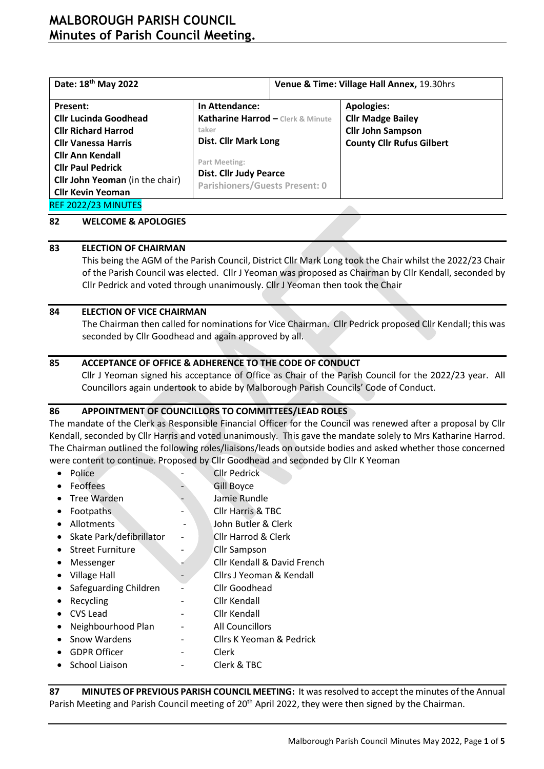# MALBOROUGH PARISH COUNCIL
## Minutes of Parish Council Meeting.

| Date: 18th May 2022 | | Venue & Time: Village Hall Annex, 19.30hrs |
|---|---|---|
| **Present:**<br>**Cllr Lucinda Goodhead**<br>**Cllr Richard Harrod**<br>**Cllr Vanessa Harris**<br>**Cllr Ann Kendall**<br>**Cllr Paul Pedrick**<br>**Cllr John Yeoman** (in the chair)<br>**Cllr Kevin Yeoman** | **In Attendance:**<br>**Katharine Harrod –** Clerk & Minute taker<br>**Dist. Cllr Mark Long**<br><br>Part Meeting:<br>**Dist. Cllr Judy Pearce**<br>Parishioners/Guests Present: 0 | **Apologies:**<br>**Cllr Madge Bailey**<br>**Cllr John Sampson**<br>**County Cllr Rufus Gilbert** |

REF 2022/23 MINUTES

**82 WELCOME & APOLOGIES**

**83 ELECTION OF CHAIRMAN**

This being the AGM of the Parish Council, District Cllr Mark Long took the Chair whilst the 2022/23 Chair of the Parish Council was elected. Cllr J Yeoman was proposed as Chairman by Cllr Kendall, seconded by Cllr Pedrick and voted through unanimously. Cllr J Yeoman then took the Chair

**84 ELECTION OF VICE CHAIRMAN**

The Chairman then called for nominations for Vice Chairman. Cllr Pedrick proposed Cllr Kendall; this was seconded by Cllr Goodhead and again approved by all.

**85 ACCEPTANCE OF OFFICE & ADHERENCE TO THE CODE OF CONDUCT**

Cllr J Yeoman signed his acceptance of Office as Chair of the Parish Council for the 2022/23 year. All Councillors again undertook to abide by Malborough Parish Councils' Code of Conduct.

**86 APPOINTMENT OF COUNCILLORS TO COMMITTEES/LEAD ROLES**

The mandate of the Clerk as Responsible Financial Officer for the Council was renewed after a proposal by Cllr Kendall, seconded by Cllr Harris and voted unanimously. This gave the mandate solely to Mrs Katharine Harrod. The Chairman outlined the following roles/liaisons/leads on outside bodies and asked whether those concerned were content to continue. Proposed by Cllr Goodhead and seconded by Cllr K Yeoman

- Police - Cllr Pedrick
- Feoffees - Gill Boyce
- Tree Warden - Jamie Rundle
- Footpaths - Cllr Harris & TBC
- Allotments - John Butler & Clerk
- Skate Park/defibrillator - Cllr Harrod & Clerk
- Street Furniture - Cllr Sampson
- Messenger - Cllr Kendall & David French
- Village Hall - Cllrs J Yeoman & Kendall
- Safeguarding Children - Cllr Goodhead
- Recycling - Cllr Kendall
- CVS Lead - Cllr Kendall
- Neighbourhood Plan - All Councillors
- Snow Wardens - Cllrs K Yeoman & Pedrick
- GDPR Officer - Clerk
- School Liaison - Clerk & TBC

**87 MINUTES OF PREVIOUS PARISH COUNCIL MEETING:** It was resolved to accept the minutes of the Annual Parish Meeting and Parish Council meeting of 20th April 2022, they were then signed by the Chairman.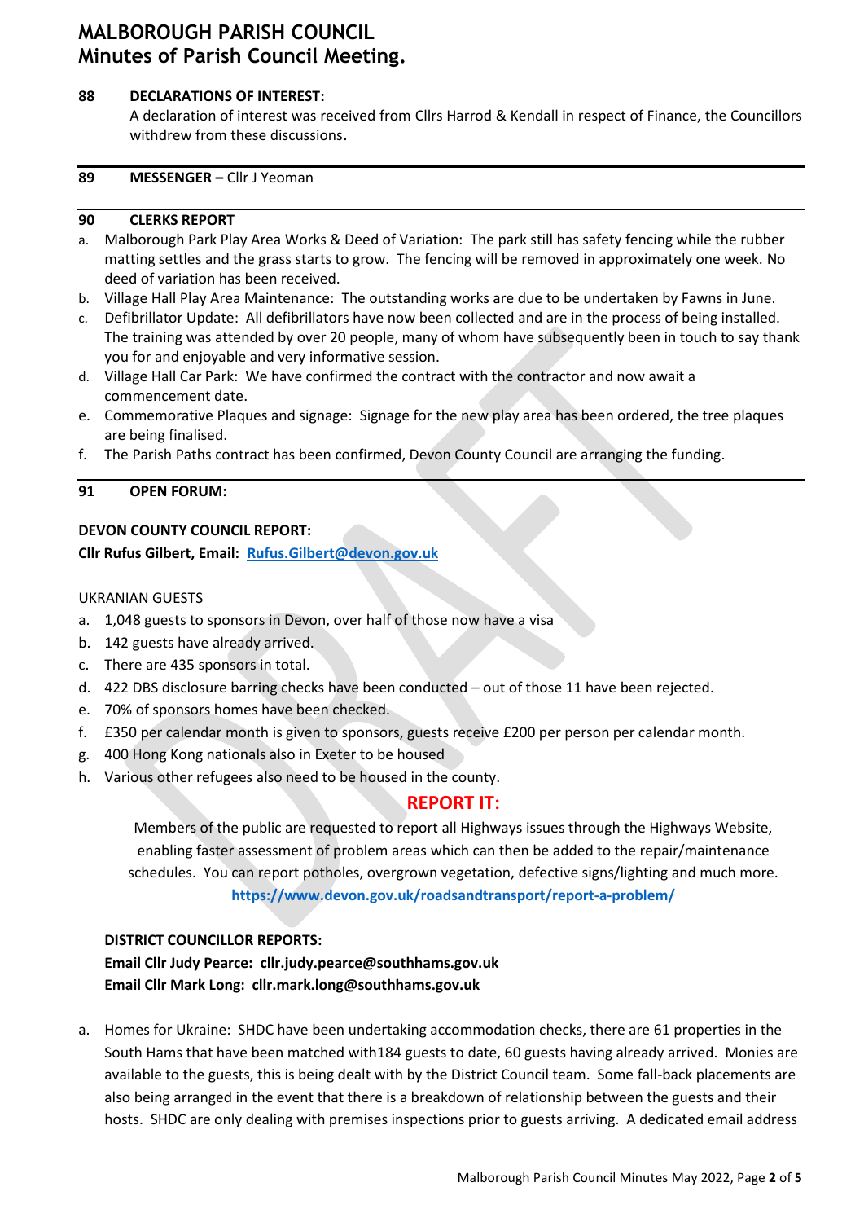**88 DECLARATIONS OF INTEREST:**

A declaration of interest was received from Cllrs Harrod & Kendall in respect of Finance, the Councillors withdrew from these discussions**.**

**89 MESSENGER –** Cllr J Yeoman

**90 CLERKS REPORT**

a. Malborough Park Play Area Works & Deed of Variation: The park still has safety fencing while the rubber matting settles and the grass starts to grow. The fencing will be removed in approximately one week. No deed of variation has been received.
b. Village Hall Play Area Maintenance: The outstanding works are due to be undertaken by Fawns in June.
c. Defibrillator Update: All defibrillators have now been collected and are in the process of being installed. The training was attended by over 20 people, many of whom have subsequently been in touch to say thank you for and enjoyable and very informative session.
d. Village Hall Car Park: We have confirmed the contract with the contractor and now await a commencement date.
e. Commemorative Plaques and signage: Signage for the new play area has been ordered, the tree plaques are being finalised.
f. The Parish Paths contract has been confirmed, Devon County Council are arranging the funding.

**91 OPEN FORUM:**

**DEVON COUNTY COUNCIL REPORT:**

**Cllr Rufus Gilbert, Email: Rufus.Gilbert@devon.gov.uk**

UKRANIAN GUESTS

a. 1,048 guests to sponsors in Devon, over half of those now have a visa
b. 142 guests have already arrived.
c. There are 435 sponsors in total.
d. 422 DBS disclosure barring checks have been conducted – out of those 11 have been rejected.
e. 70% of sponsors homes have been checked.
f. £350 per calendar month is given to sponsors, guests receive £200 per person per calendar month.
g. 400 Hong Kong nationals also in Exeter to be housed
h. Various other refugees also need to be housed in the county.

**REPORT IT:**

Members of the public are requested to report all Highways issues through the Highways Website, enabling faster assessment of problem areas which can then be added to the repair/maintenance schedules. You can report potholes, overgrown vegetation, defective signs/lighting and much more.
**https://www.devon.gov.uk/roadsandtransport/report-a-problem/**

**DISTRICT COUNCILLOR REPORTS:**

**Email Cllr Judy Pearce: cllr.judy.pearce@southhams.gov.uk**

**Email Cllr Mark Long: cllr.mark.long@southhams.gov.uk**

a. Homes for Ukraine: SHDC have been undertaking accommodation checks, there are 61 properties in the South Hams that have been matched with184 guests to date, 60 guests having already arrived. Monies are available to the guests, this is being dealt with by the District Council team. Some fall-back placements are also being arranged in the event that there is a breakdown of relationship between the guests and their hosts. SHDC are only dealing with premises inspections prior to guests arriving. A dedicated email address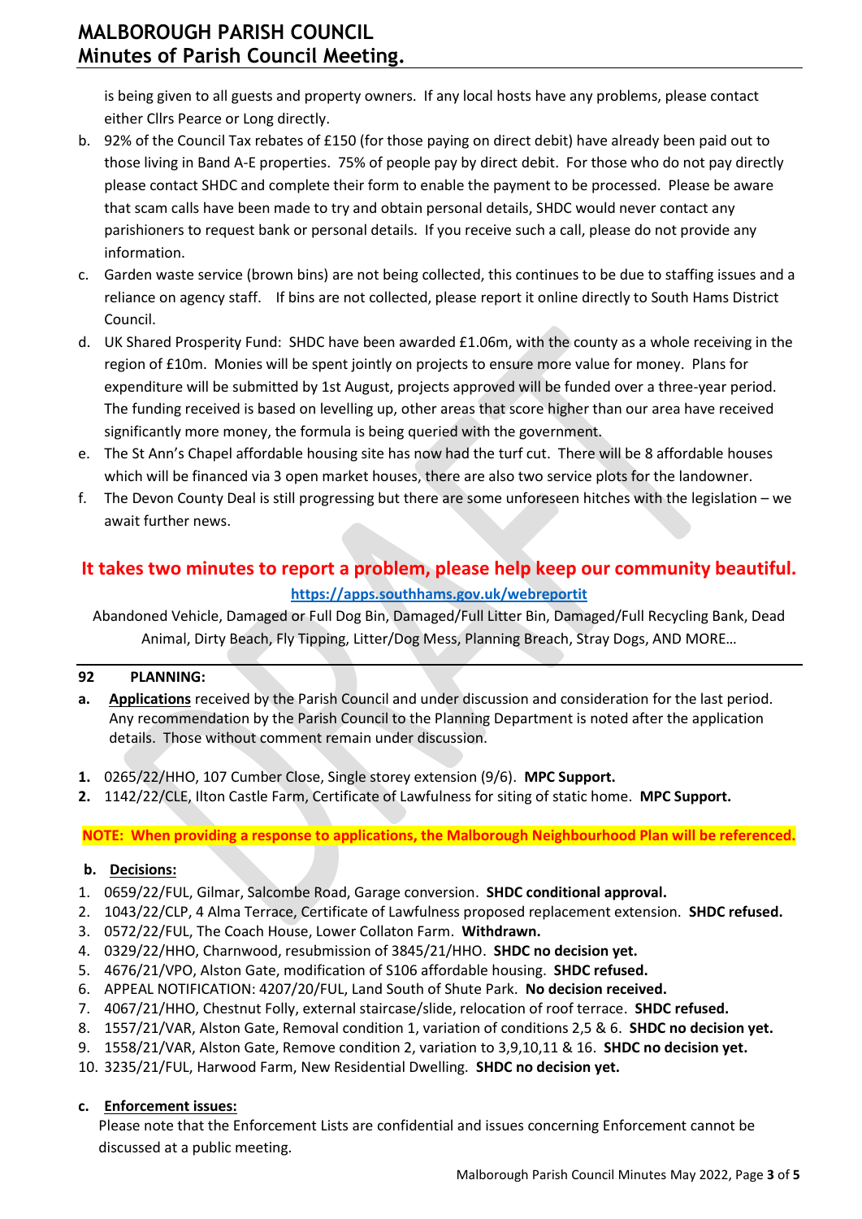is being given to all guests and property owners. If any local hosts have any problems, please contact either Cllrs Pearce or Long directly.

b. 92% of the Council Tax rebates of £150 (for those paying on direct debit) have already been paid out to those living in Band A-E properties. 75% of people pay by direct debit. For those who do not pay directly please contact SHDC and complete their form to enable the payment to be processed. Please be aware that scam calls have been made to try and obtain personal details, SHDC would never contact any parishioners to request bank or personal details. If you receive such a call, please do not provide any information.

c. Garden waste service (brown bins) are not being collected, this continues to be due to staffing issues and a reliance on agency staff. If bins are not collected, please report it online directly to South Hams District Council.

d. UK Shared Prosperity Fund: SHDC have been awarded £1.06m, with the county as a whole receiving in the region of £10m. Monies will be spent jointly on projects to ensure more value for money. Plans for expenditure will be submitted by 1st August, projects approved will be funded over a three-year period. The funding received is based on levelling up, other areas that score higher than our area have received significantly more money, the formula is being queried with the government.

e. The St Ann's Chapel affordable housing site has now had the turf cut. There will be 8 affordable houses which will be financed via 3 open market houses, there are also two service plots for the landowner.

f. The Devon County Deal is still progressing but there are some unforeseen hitches with the legislation – we await further news.

**It takes two minutes to report a problem, please help keep our community beautiful.**

**https://apps.southhams.gov.uk/webreportit**

Abandoned Vehicle, Damaged or Full Dog Bin, Damaged/Full Litter Bin, Damaged/Full Recycling Bank, Dead Animal, Dirty Beach, Fly Tipping, Litter/Dog Mess, Planning Breach, Stray Dogs, AND MORE…

## 92 PLANNING:

**a. Applications** received by the Parish Council and under discussion and consideration for the last period. Any recommendation by the Parish Council to the Planning Department is noted after the application details. Those without comment remain under discussion.

1. 0265/22/HHO, 107 Cumber Close, Single storey extension (9/6). **MPC Support.**
2. 1142/22/CLE, Ilton Castle Farm, Certificate of Lawfulness for siting of static home. **MPC Support.**

**NOTE: When providing a response to applications, the Malborough Neighbourhood Plan will be referenced.**

**b. Decisions:**

1. 0659/22/FUL, Gilmar, Salcombe Road, Garage conversion. **SHDC conditional approval.**
2. 1043/22/CLP, 4 Alma Terrace, Certificate of Lawfulness proposed replacement extension. **SHDC refused.**
3. 0572/22/FUL, The Coach House, Lower Collaton Farm. **Withdrawn.**
4. 0329/22/HHO, Charnwood, resubmission of 3845/21/HHO. **SHDC no decision yet.**
5. 4676/21/VPO, Alston Gate, modification of S106 affordable housing. **SHDC refused.**
6. APPEAL NOTIFICATION: 4207/20/FUL, Land South of Shute Park. **No decision received.**
7. 4067/21/HHO, Chestnut Folly, external staircase/slide, relocation of roof terrace. **SHDC refused.**
8. 1557/21/VAR, Alston Gate, Removal condition 1, variation of conditions 2,5 & 6. **SHDC no decision yet.**
9. 1558/21/VAR, Alston Gate, Remove condition 2, variation to 3,9,10,11 & 16. **SHDC no decision yet.**
10. 3235/21/FUL, Harwood Farm, New Residential Dwelling. **SHDC no decision yet.**

**c. Enforcement issues:**

Please note that the Enforcement Lists are confidential and issues concerning Enforcement cannot be discussed at a public meeting.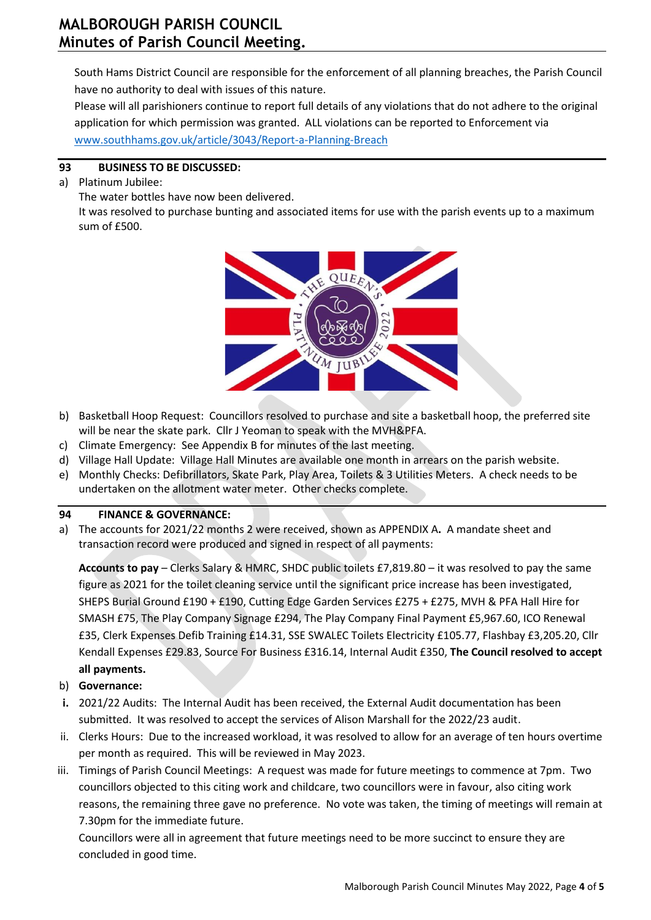South Hams District Council are responsible for the enforcement of all planning breaches, the Parish Council have no authority to deal with issues of this nature.

Please will all parishioners continue to report full details of any violations that do not adhere to the original application for which permission was granted. ALL violations can be reported to Enforcement via www.southhams.gov.uk/article/3043/Report-a-Planning-Breach

## 93 BUSINESS TO BE DISCUSSED:

a) Platinum Jubilee:
The water bottles have now been delivered.
It was resolved to purchase bunting and associated items for use with the parish events up to a maximum sum of £500.

b) Basketball Hoop Request: Councillors resolved to purchase and site a basketball hoop, the preferred site will be near the skate park. Cllr J Yeoman to speak with the MVH&PFA.

c) Climate Emergency: See Appendix B for minutes of the last meeting.

d) Village Hall Update: Village Hall Minutes are available one month in arrears on the parish website.

e) Monthly Checks: Defibrillators, Skate Park, Play Area, Toilets & 3 Utilities Meters. A check needs to be undertaken on the allotment water meter. Other checks complete.

## 94 FINANCE & GOVERNANCE:

a) The accounts for 2021/22 months 2 were received, shown as APPENDIX A. A mandate sheet and transaction record were produced and signed in respect of all payments:

**Accounts to pay** – Clerks Salary & HMRC, SHDC public toilets £7,819.80 – it was resolved to pay the same figure as 2021 for the toilet cleaning service until the significant price increase has been investigated, SHEPS Burial Ground £190 + £190, Cutting Edge Garden Services £275 + £275, MVH & PFA Hall Hire for SMASH £75, The Play Company Signage £294, The Play Company Final Payment £5,967.60, ICO Renewal £35, Clerk Expenses Defib Training £14.31, SSE SWALEC Toilets Electricity £105.77, Flashbay £3,205.20, Cllr Kendall Expenses £29.83, Source For Business £316.14, Internal Audit £350, **The Council resolved to accept all payments.**

b) **Governance:**

**i.** 2021/22 Audits: The Internal Audit has been received, the External Audit documentation has been submitted. It was resolved to accept the services of Alison Marshall for the 2022/23 audit.

ii. Clerks Hours: Due to the increased workload, it was resolved to allow for an average of ten hours overtime per month as required. This will be reviewed in May 2023.

iii. Timings of Parish Council Meetings: A request was made for future meetings to commence at 7pm. Two councillors objected to this citing work and childcare, two councillors were in favour, also citing work reasons, the remaining three gave no preference. No vote was taken, the timing of meetings will remain at 7.30pm for the immediate future.
Councillors were all in agreement that future meetings need to be more succinct to ensure they are concluded in good time.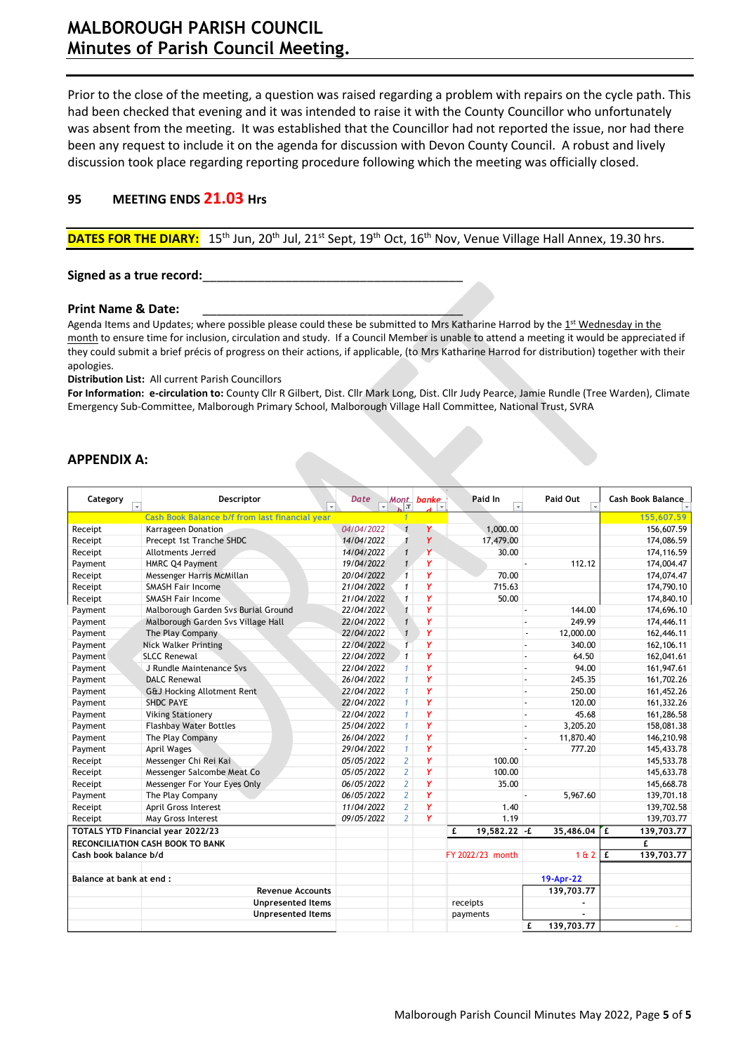Prior to the close of the meeting, a question was raised regarding a problem with repairs on the cycle path. This had been checked that evening and it was intended to raise it with the County Councillor who unfortunately was absent from the meeting. It was established that the Councillor had not reported the issue, nor had there been any request to include it on the agenda for discussion with Devon County Council. A robust and lively discussion took place regarding reporting procedure following which the meeting was officially closed.

**95 MEETING ENDS 21.03 Hrs**

**DATES FOR THE DIARY:** 15th Jun, 20th Jul, 21st Sept, 19th Oct, 16th Nov, Venue Village Hall Annex, 19.30 hrs.

**Signed as a true record:**\_\_\_\_\_\_\_\_\_\_\_\_\_\_\_\_\_\_\_\_\_\_\_\_\_\_\_\_\_\_\_\_\_\_\_\_\_\_\_\_

**Print Name & Date:** \_\_\_\_\_\_\_\_\_\_\_\_\_\_\_\_\_\_\_\_\_\_\_\_\_\_\_\_\_\_\_\_\_\_\_\_\_\_\_\_

Agenda Items and Updates; where possible please could these be submitted to Mrs Katharine Harrod by the 1st Wednesday in the month to ensure time for inclusion, circulation and study. If a Council Member is unable to attend a meeting it would be appreciated if they could submit a brief précis of progress on their actions, if applicable, (to Mrs Katharine Harrod for distribution) together with their apologies.

**Distribution List:** All current Parish Councillors

**For Information: e-circulation to:** County Cllr R Gilbert, Dist. Cllr Mark Long, Dist. Cllr Judy Pearce, Jamie Rundle (Tree Warden), Climate Emergency Sub-Committee, Malborough Primary School, Malborough Village Hall Committee, National Trust, SVRA

## APPENDIX A:

| Category | Descriptor | Date | Month | banked | Paid In | Paid Out | Cash Book Balance |
|---|---|---|---|---|---|---|---|
| | Cash Book Balance b/f from last financial year | | 1 | | | | 155,607.59 |
| Receipt | Karrageen Donation | 04/04/2022 | 1 | Y | 1,000.00 | | 156,607.59 |
| Receipt | Precept 1st Tranche SHDC | 14/04/2022 | 1 | Y | 17,479.00 | | 174,086.59 |
| Receipt | Allotments Jerred | 14/04/2022 | 1 | Y | 30.00 | | 174,116.59 |
| Payment | HMRC Q4 Payment | 19/04/2022 | 1 | Y | - | 112.12 | 174,004.47 |
| Receipt | Messenger Harris McMillan | 20/04/2022 | 1 | Y | 70.00 | | 174,074.47 |
| Receipt | SMASH Fair Income | 21/04/2022 | 1 | Y | 715.63 | | 174,790.10 |
| Receipt | SMASH Fair Income | 21/04/2022 | 1 | Y | 50.00 | | 174,840.10 |
| Payment | Malborough Garden Svs Burial Ground | 22/04/2022 | 1 | Y | - | 144.00 | 174,696.10 |
| Payment | Malborough Garden Svs Village Hall | 22/04/2022 | 1 | Y | - | 249.99 | 174,446.11 |
| Payment | The Play Company | 22/04/2022 | 1 | Y | - | 12,000.00 | 162,446.11 |
| Payment | Nick Walker Printing | 22/04/2022 | 1 | Y | - | 340.00 | 162,106.11 |
| Payment | SLCC Renewal | 22/04/2022 | 1 | Y | - | 64.50 | 162,041.61 |
| Payment | J Rundle Maintenance Svs | 22/04/2022 | 1 | Y | - | 94.00 | 161,947.61 |
| Payment | DALC Renewal | 26/04/2022 | 1 | Y | - | 245.35 | 161,702.26 |
| Payment | G&J Hocking Allotment Rent | 22/04/2022 | 1 | Y | - | 250.00 | 161,452.26 |
| Payment | SHDC PAYE | 22/04/2022 | 1 | Y | - | 120.00 | 161,332.26 |
| Payment | Viking Stationery | 22/04/2022 | 1 | Y | - | 45.68 | 161,286.58 |
| Payment | Flashbay Water Bottles | 25/04/2022 | 1 | Y | - | 3,205.20 | 158,081.38 |
| Payment | The Play Company | 26/04/2022 | 1 | Y | - | 11,870.40 | 146,210.98 |
| Payment | April Wages | 29/04/2022 | 1 | Y | - | 777.20 | 145,433.78 |
| Receipt | Messenger Chi Rei Kai | 05/05/2022 | 2 | Y | 100.00 | | 145,533.78 |
| Receipt | Messenger Salcombe Meat Co | 05/05/2022 | 2 | Y | 100.00 | | 145,633.78 |
| Receipt | Messenger For Your Eyes Only | 06/05/2022 | 2 | Y | 35.00 | | 145,668.78 |
| Payment | The Play Company | 06/05/2022 | 2 | Y | - | 5,967.60 | 139,701.18 |
| Receipt | April Gross Interest | 11/04/2022 | 2 | Y | 1.40 | | 139,702.58 |
| Receipt | May Gross Interest | 09/05/2022 | 2 | Y | 1.19 | | 139,703.77 |
| **TOTALS YTD Financial year 2022/23** | | | | | £ 19,582.22 | -£ 35,486.04 | £ 139,703.77 |
| **RECONCILIATION CASH BOOK TO BANK** | | | | | | | £ |
| **Cash book balance b/d** | | | | | FY 2022/23 month | 1 & 2 | £ 139,703.77 |
| | | | | | | | |
| **Balance at bank at end :** | | | | | | 19-Apr-22 | |
| | **Revenue Accounts** | | | | | 139,703.77 | |
| | **Unpresented Items** | | | | receipts | - | |
| | **Unpresented Items** | | | | payments | - | |
| | | | | | | £ 139,703.77 | - |